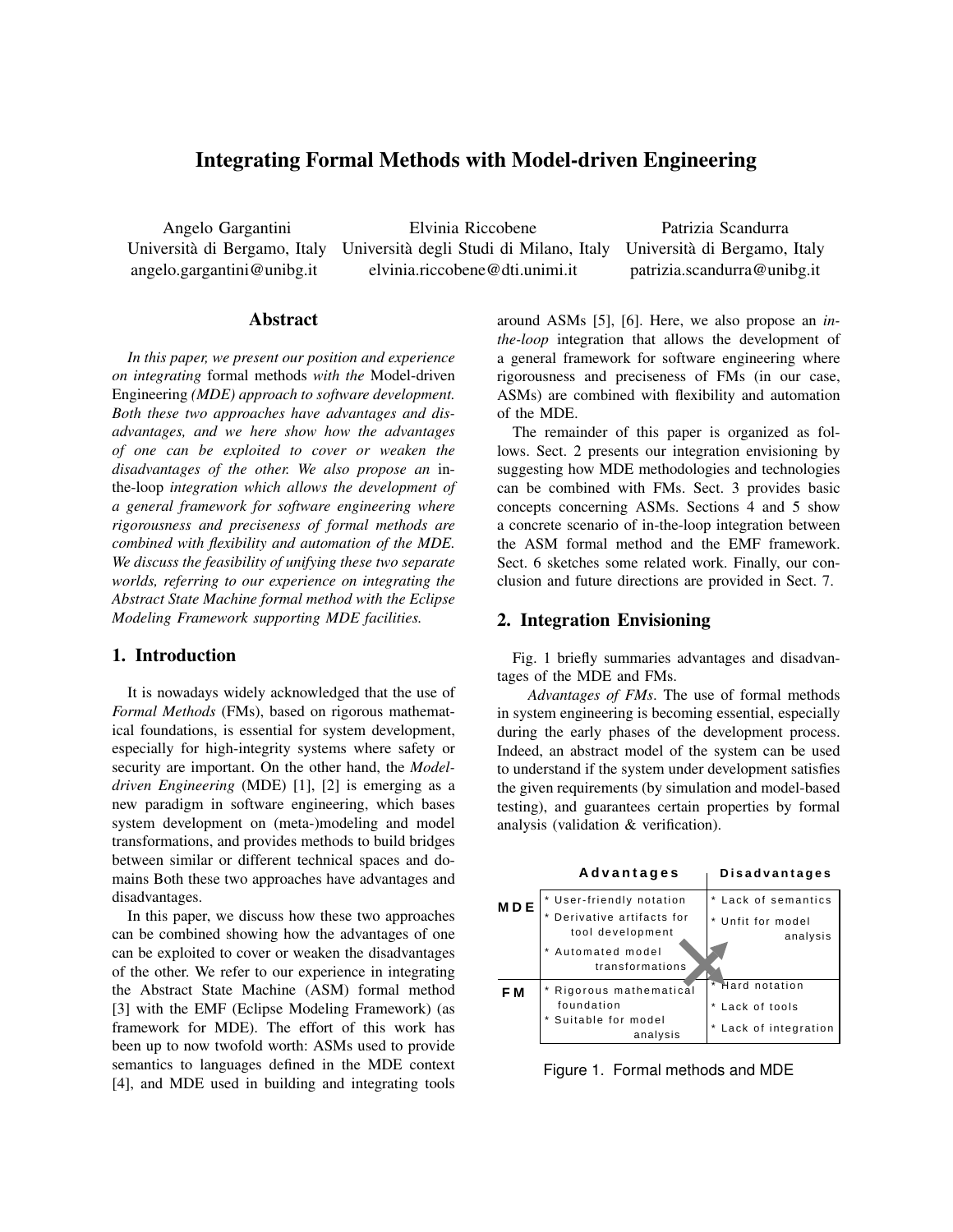# Integrating Formal Methods with Model-driven Engineering

Angelo Gargantini
Università di Bergamo, Italy
angelo.gargantini@unibg.it

Elvinia Riccobene
Università degli Studi di Milano, Italy
elvinia.riccobene@dti.unimi.it

Patrizia Scandurra
Università di Bergamo, Italy
patrizia.scandurra@unibg.it

## Abstract

*In this paper, we present our position and experience on integrating* formal methods *with the* Model-driven Engineering *(MDE) approach to software development. Both these two approaches have advantages and disadvantages, and we here show how the advantages of one can be exploited to cover or weaken the disadvantages of the other. We also propose an* in-the-loop *integration which allows the development of a general framework for software engineering where rigorousness and preciseness of formal methods are combined with flexibility and automation of the MDE. We discuss the feasibility of unifying these two separate worlds, referring to our experience on integrating the Abstract State Machine formal method with the Eclipse Modeling Framework supporting MDE facilities.*

## 1. Introduction

It is nowadays widely acknowledged that the use of *Formal Methods* (FMs), based on rigorous mathematical foundations, is essential for system development, especially for high-integrity systems where safety or security are important. On the other hand, the *Model-driven Engineering* (MDE) [1], [2] is emerging as a new paradigm in software engineering, which bases system development on (meta-)modeling and model transformations, and provides methods to build bridges between similar or different technical spaces and domains Both these two approaches have advantages and disadvantages.

In this paper, we discuss how these two approaches can be combined showing how the advantages of one can be exploited to cover or weaken the disadvantages of the other. We refer to our experience in integrating the Abstract State Machine (ASM) formal method [3] with the EMF (Eclipse Modeling Framework) (as framework for MDE). The effort of this work has been up to now twofold worth: ASMs used to provide semantics to languages defined in the MDE context [4], and MDE used in building and integrating tools around ASMs [5], [6]. Here, we also propose an *in-the-loop* integration that allows the development of a general framework for software engineering where rigorousness and preciseness of FMs (in our case, ASMs) are combined with flexibility and automation of the MDE.

The remainder of this paper is organized as follows. Sect. 2 presents our integration envisioning by suggesting how MDE methodologies and technologies can be combined with FMs. Sect. 3 provides basic concepts concerning ASMs. Sections 4 and 5 show a concrete scenario of in-the-loop integration between the ASM formal method and the EMF framework. Sect. 6 sketches some related work. Finally, our conclusion and future directions are provided in Sect. 7.

## 2. Integration Envisioning

Fig. 1 briefly summaries advantages and disadvantages of the MDE and FMs.

*Advantages of FMs*. The use of formal methods in system engineering is becoming essential, especially during the early phases of the development process. Indeed, an abstract model of the system can be used to understand if the system under development satisfies the given requirements (by simulation and model-based testing), and guarantees certain properties by formal analysis (validation & verification).

| | **Advantages** | **Disadvantages** |
|---|---|---|
| **MDE** | * User-friendly notation<br>* Derivative artifacts for tool development<br>* Automated model transformations | * Lack of semantics<br>* Unfit for model analysis |
| **FM** | * Rigorous mathematical foundation<br>* Suitable for model analysis | * Hard notation<br>* Lack of tools<br>* Lack of integration |

Figure 1. Formal methods and MDE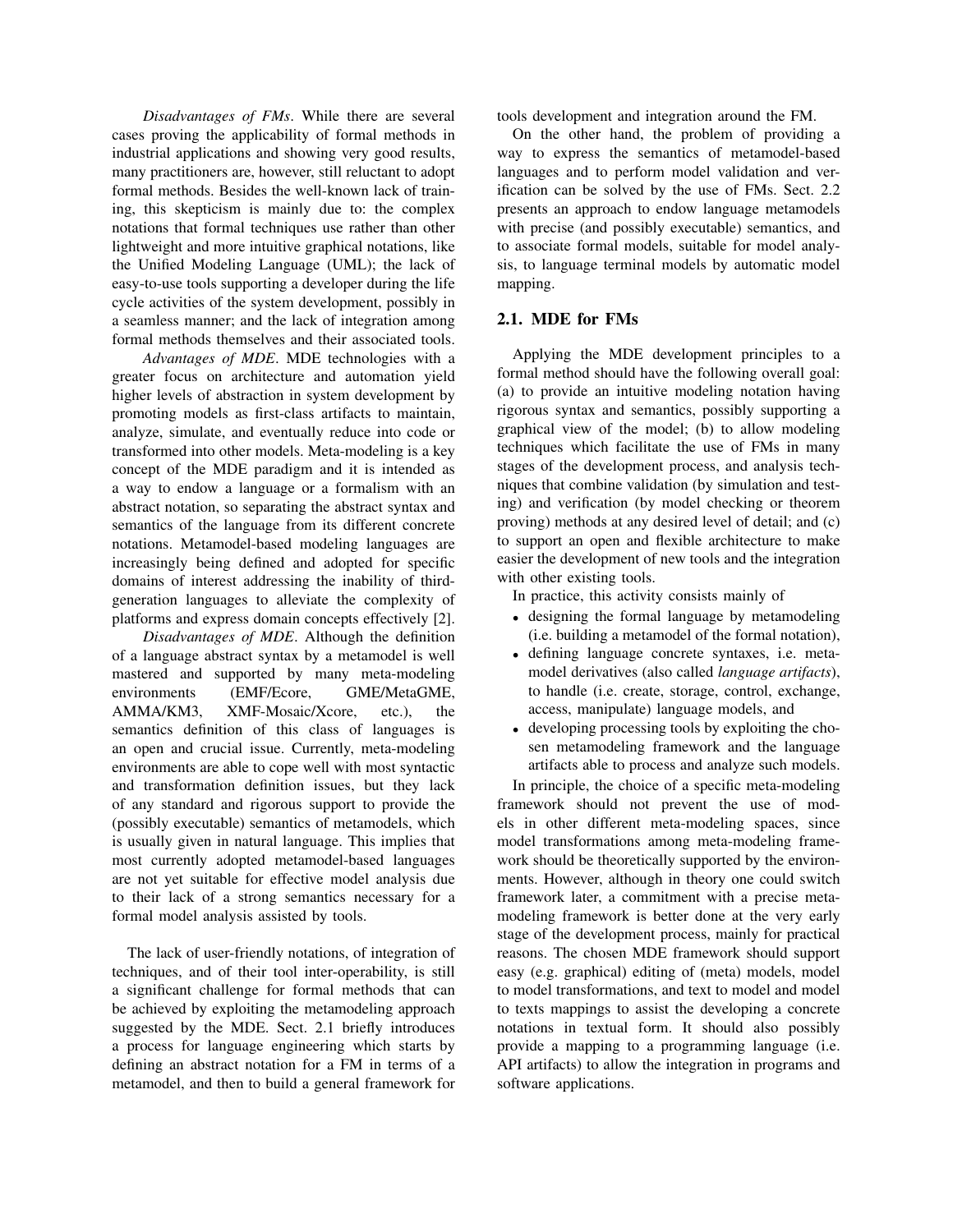*Disadvantages of FMs*. While there are several cases proving the applicability of formal methods in industrial applications and showing very good results, many practitioners are, however, still reluctant to adopt formal methods. Besides the well-known lack of training, this skepticism is mainly due to: the complex notations that formal techniques use rather than other lightweight and more intuitive graphical notations, like the Unified Modeling Language (UML); the lack of easy-to-use tools supporting a developer during the life cycle activities of the system development, possibly in a seamless manner; and the lack of integration among formal methods themselves and their associated tools.

*Advantages of MDE*. MDE technologies with a greater focus on architecture and automation yield higher levels of abstraction in system development by promoting models as first-class artifacts to maintain, analyze, simulate, and eventually reduce into code or transformed into other models. Meta-modeling is a key concept of the MDE paradigm and it is intended as a way to endow a language or a formalism with an abstract notation, so separating the abstract syntax and semantics of the language from its different concrete notations. Metamodel-based modeling languages are increasingly being defined and adopted for specific domains of interest addressing the inability of third-generation languages to alleviate the complexity of platforms and express domain concepts effectively [2].

*Disadvantages of MDE*. Although the definition of a language abstract syntax by a metamodel is well mastered and supported by many meta-modeling environments (EMF/Ecore, GME/MetaGME, AMMA/KM3, XMF-Mosaic/Xcore, etc.), the semantics definition of this class of languages is an open and crucial issue. Currently, meta-modeling environments are able to cope well with most syntactic and transformation definition issues, but they lack of any standard and rigorous support to provide the (possibly executable) semantics of metamodels, which is usually given in natural language. This implies that most currently adopted metamodel-based languages are not yet suitable for effective model analysis due to their lack of a strong semantics necessary for a formal model analysis assisted by tools.

The lack of user-friendly notations, of integration of techniques, and of their tool inter-operability, is still a significant challenge for formal methods that can be achieved by exploiting the metamodeling approach suggested by the MDE. Sect. 2.1 briefly introduces a process for language engineering which starts by defining an abstract notation for a FM in terms of a metamodel, and then to build a general framework for tools development and integration around the FM.

On the other hand, the problem of providing a way to express the semantics of metamodel-based languages and to perform model validation and verification can be solved by the use of FMs. Sect. 2.2 presents an approach to endow language metamodels with precise (and possibly executable) semantics, and to associate formal models, suitable for model analysis, to language terminal models by automatic model mapping.

## 2.1. MDE for FMs

Applying the MDE development principles to a formal method should have the following overall goal: (a) to provide an intuitive modeling notation having rigorous syntax and semantics, possibly supporting a graphical view of the model; (b) to allow modeling techniques which facilitate the use of FMs in many stages of the development process, and analysis techniques that combine validation (by simulation and testing) and verification (by model checking or theorem proving) methods at any desired level of detail; and (c) to support an open and flexible architecture to make easier the development of new tools and the integration with other existing tools.

In practice, this activity consists mainly of

- designing the formal language by metamodeling (i.e. building a metamodel of the formal notation),
- defining language concrete syntaxes, i.e. metamodel derivatives (also called *language artifacts*), to handle (i.e. create, storage, control, exchange, access, manipulate) language models, and
- developing processing tools by exploiting the chosen metamodeling framework and the language artifacts able to process and analyze such models.

In principle, the choice of a specific meta-modeling framework should not prevent the use of models in other different meta-modeling spaces, since model transformations among meta-modeling framework should be theoretically supported by the environments. However, although in theory one could switch framework later, a commitment with a precise metamodeling framework is better done at the very early stage of the development process, mainly for practical reasons. The chosen MDE framework should support easy (e.g. graphical) editing of (meta) models, model to model transformations, and text to model and model to texts mappings to assist the developing a concrete notations in textual form. It should also possibly provide a mapping to a programming language (i.e. API artifacts) to allow the integration in programs and software applications.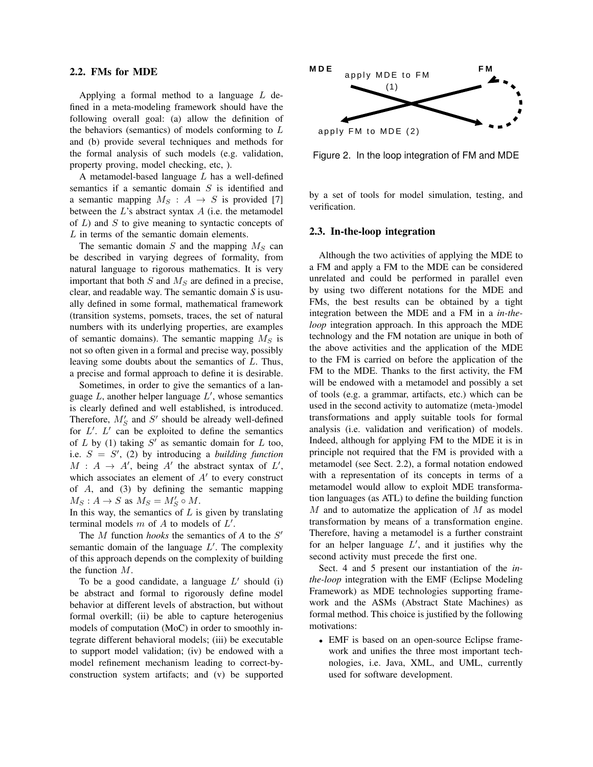### 2.2. FMs for MDE

Applying a formal method to a language $L$ defined in a meta-modeling framework should have the following overall goal: (a) allow the definition of the behaviors (semantics) of models conforming to $L$ and (b) provide several techniques and methods for the formal analysis of such models (e.g. validation, property proving, model checking, etc, ).

A metamodel-based language $L$ has a well-defined semantics if a semantic domain $S$ is identified and a semantic mapping $M_S : A \rightarrow S$ is provided [7] between the $L$'s abstract syntax $A$ (i.e. the metamodel of $L$) and $S$ to give meaning to syntactic concepts of $L$ in terms of the semantic domain elements.

The semantic domain $S$ and the mapping $M_S$ can be described in varying degrees of formality, from natural language to rigorous mathematics. It is very important that both $S$ and $M_S$ are defined in a precise, clear, and readable way. The semantic domain $S$ is usually defined in some formal, mathematical framework (transition systems, pomsets, traces, the set of natural numbers with its underlying properties, are examples of semantic domains). The semantic mapping $M_S$ is not so often given in a formal and precise way, possibly leaving some doubts about the semantics of $L$. Thus, a precise and formal approach to define it is desirable.

Sometimes, in order to give the semantics of a language $L$, another helper language $L'$, whose semantics is clearly defined and well established, is introduced. Therefore, $M'_S$ and $S'$ should be already well-defined for $L'$. $L'$ can be exploited to define the semantics of $L$ by (1) taking $S'$ as semantic domain for $L$ too, i.e. $S = S'$, (2) by introducing a *building function* $M : A \rightarrow A'$, being $A'$ the abstract syntax of $L'$, which associates an element of $A'$ to every construct of $A$, and (3) by defining the semantic mapping $M_S : A \rightarrow S$ as $M_S = M'_S \circ M$.
In this way, the semantics of $L$ is given by translating terminal models $m$ of $A$ to models of $L'$.

The $M$ function *hooks* the semantics of $A$ to the $S'$ semantic domain of the language $L'$. The complexity of this approach depends on the complexity of building the function $M$.

To be a good candidate, a language $L'$ should (i) be abstract and formal to rigorously define model behavior at different levels of abstraction, but without formal overkill; (ii) be able to capture heterogenius models of computation (MoC) in order to smoothly integrate different behavioral models; (iii) be executable to support model validation; (iv) be endowed with a model refinement mechanism leading to correct-by-construction system artifacts; and (v) be supported by a set of tools for model simulation, testing, and verification.

Figure 2. In the loop integration of FM and MDE

### 2.3. In-the-loop integration

Although the two activities of applying the MDE to a FM and apply a FM to the MDE can be considered unrelated and could be performed in parallel even by using two different notations for the MDE and FMs, the best results can be obtained by a tight integration between the MDE and a FM in a *in-the-loop* integration approach. In this approach the MDE technology and the FM notation are unique in both of the above activities and the application of the MDE to the FM is carried on before the application of the FM to the MDE. Thanks to the first activity, the FM will be endowed with a metamodel and possibly a set of tools (e.g. a grammar, artifacts, etc.) which can be used in the second activity to automatize (meta-)model transformations and apply suitable tools for formal analysis (i.e. validation and verification) of models. Indeed, although for applying FM to the MDE it is in principle not required that the FM is provided with a metamodel (see Sect. 2.2), a formal notation endowed with a representation of its concepts in terms of a metamodel would allow to exploit MDE transformation languages (as ATL) to define the building function $M$ and to automatize the application of $M$ as model transformation by means of a transformation engine. Therefore, having a metamodel is a further constraint for an helper language $L'$, and it justifies why the second activity must precede the first one.

Sect. 4 and 5 present our instantiation of the *in-the-loop* integration with the EMF (Eclipse Modeling Framework) as MDE technologies supporting framework and the ASMs (Abstract State Machines) as formal method. This choice is justified by the following motivations:

- EMF is based on an open-source Eclipse framework and unifies the three most important technologies, i.e. Java, XML, and UML, currently used for software development.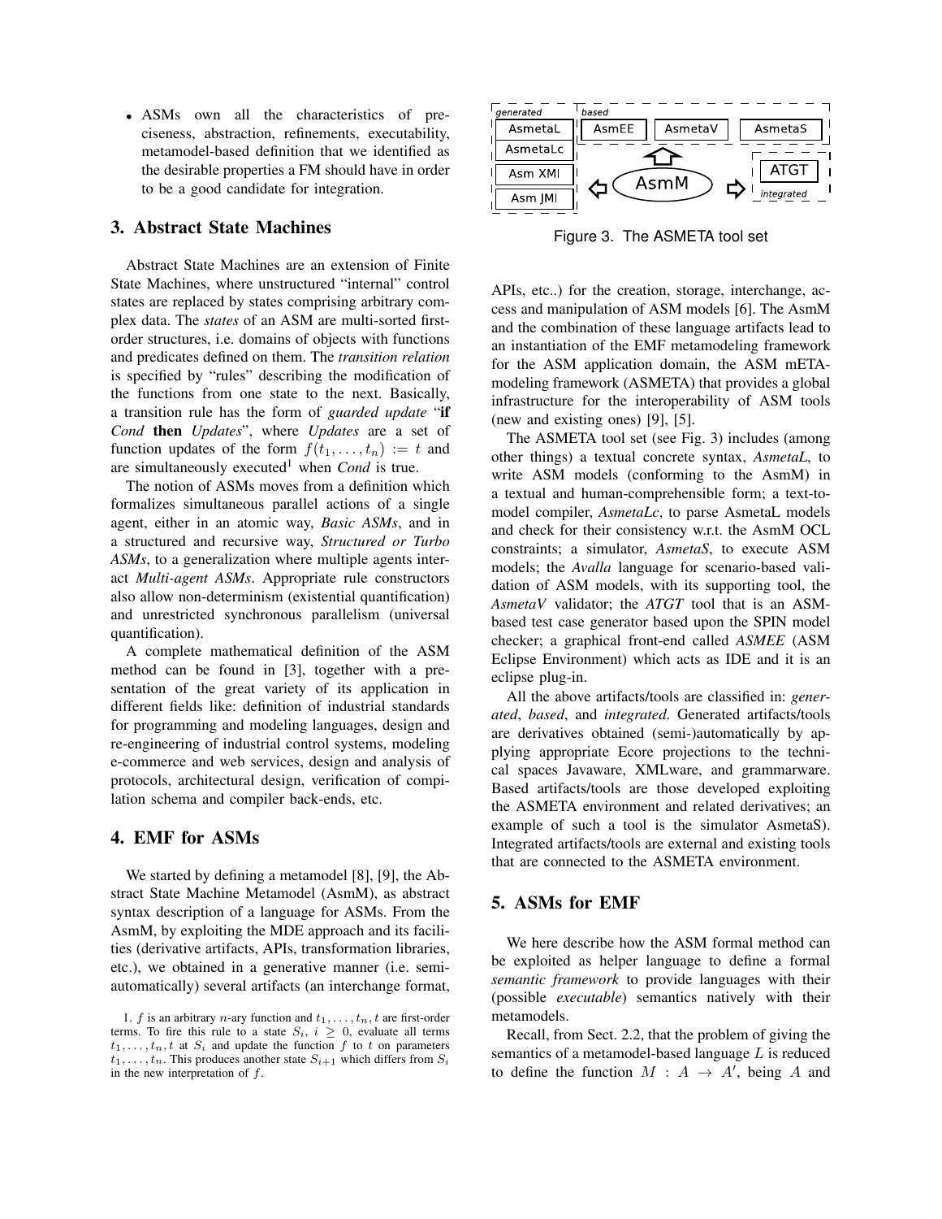- ASMs own all the characteristics of preciseness, abstraction, refinements, executability, metamodel-based definition that we identified as the desirable properties a FM should have in order to be a good candidate for integration.

## 3. Abstract State Machines

Abstract State Machines are an extension of Finite State Machines, where unstructured "internal" control states are replaced by states comprising arbitrary complex data. The *states* of an ASM are multi-sorted first-order structures, i.e. domains of objects with functions and predicates defined on them. The *transition relation* is specified by "rules" describing the modification of the functions from one state to the next. Basically, a transition rule has the form of *guarded update* "**if** *Cond* **then** *Updates*", where *Updates* are a set of function updates of the form $f(t_1, \ldots, t_n) := t$ and are simultaneously executed[1] when *Cond* is true.

The notion of ASMs moves from a definition which formalizes simultaneous parallel actions of a single agent, either in an atomic way, *Basic ASMs*, and in a structured and recursive way, *Structured or Turbo ASMs*, to a generalization where multiple agents interact *Multi-agent ASMs*. Appropriate rule constructors also allow non-determinism (existential quantification) and unrestricted synchronous parallelism (universal quantification).

A complete mathematical definition of the ASM method can be found in [3], together with a presentation of the great variety of its application in different fields like: definition of industrial standards for programming and modeling languages, design and re-engineering of industrial control systems, modeling e-commerce and web services, design and analysis of protocols, architectural design, verification of compilation schema and compiler back-ends, etc.

## 4. EMF for ASMs

We started by defining a metamodel [8], [9], the Abstract State Machine Metamodel (AsmM), as abstract syntax description of a language for ASMs. From the AsmM, by exploiting the MDE approach and its facilities (derivative artifacts, APIs, transformation libraries, etc.), we obtained in a generative manner (i.e. semi-automatically) several artifacts (an interchange format, APIs, etc..) for the creation, storage, interchange, access and manipulation of ASM models [6]. The AsmM and the combination of these language artifacts lead to an instantiation of the EMF metamodeling framework for the ASM application domain, the ASM mETAmodeling framework (ASMETA) that provides a global infrastructure for the interoperability of ASM tools (new and existing ones) [9], [5].

1. $f$ is an arbitrary $n$-ary function and $t_1, \ldots, t_n, t$ are first-order terms. To fire this rule to a state $S_i$, $i \geq 0$, evaluate all terms $t_1, \ldots, t_n, t$ at $S_i$ and update the function $f$ to $t$ on parameters $t_1, \ldots, t_n$. This produces another state $S_{i+1}$ which differs from $S_i$ in the new interpretation of $f$.

Figure 3. The ASMETA tool set

The ASMETA tool set (see Fig. 3) includes (among other things) a textual concrete syntax, *AsmetaL*, to write ASM models (conforming to the AsmM) in a textual and human-comprehensible form; a text-to-model compiler, *AsmetaLc*, to parse AsmetaL models and check for their consistency w.r.t. the AsmM OCL constraints; a simulator, *AsmetaS*, to execute ASM models; the *Avalla* language for scenario-based validation of ASM models, with its supporting tool, the *AsmetaV* validator; the *ATGT* tool that is an ASM-based test case generator based upon the SPIN model checker; a graphical front-end called *ASMEE* (ASM Eclipse Environment) which acts as IDE and it is an eclipse plug-in.

All the above artifacts/tools are classified in: *generated*, *based*, and *integrated*. Generated artifacts/tools are derivatives obtained (semi-)automatically by applying appropriate Ecore projections to the technical spaces Javaware, XMLware, and grammarware. Based artifacts/tools are those developed exploiting the ASMETA environment and related derivatives; an example of such a tool is the simulator AsmetaS). Integrated artifacts/tools are external and existing tools that are connected to the ASMETA environment.

## 5. ASMs for EMF

We here describe how the ASM formal method can be exploited as helper language to define a formal *semantic framework* to provide languages with their (possible *executable*) semantics natively with their metamodels.

Recall, from Sect. 2.2, that the problem of giving the semantics of a metamodel-based language $L$ is reduced to define the function $M : A \rightarrow A'$, being $A$ and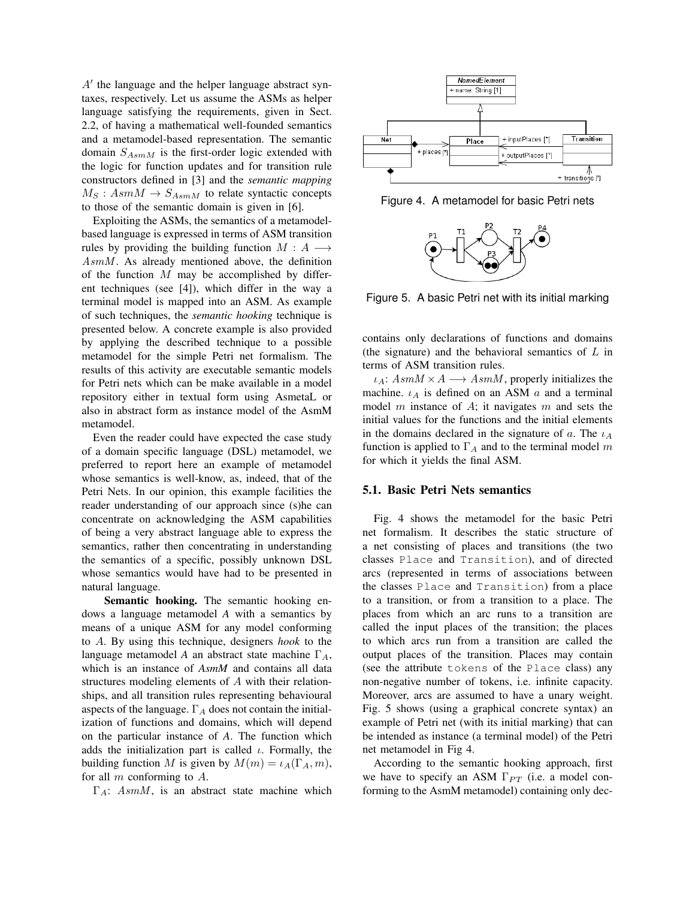$A'$ the language and the helper language abstract syntaxes, respectively. Let us assume the ASMs as helper language satisfying the requirements, given in Sect. 2.2, of having a mathematical well-founded semantics and a metamodel-based representation. The semantic domain $S_{AsmM}$ is the first-order logic extended with the logic for function updates and for transition rule constructors defined in [3] and the *semantic mapping* $M_S : AsmM \rightarrow S_{AsmM}$ to relate syntactic concepts to those of the semantic domain is given in [6].

Exploiting the ASMs, the semantics of a metamodel-based language is expressed in terms of ASM transition rules by providing the building function $M : A \longrightarrow AsmM$. As already mentioned above, the definition of the function $M$ may be accomplished by different techniques (see [4]), which differ in the way a terminal model is mapped into an ASM. As example of such techniques, the *semantic hooking* technique is presented below. A concrete example is also provided by applying the described technique to a possible metamodel for the simple Petri net formalism. The results of this activity are executable semantic models for Petri nets which can be make available in a model repository either in textual form using AsmetaL or also in abstract form as instance model of the AsmM metamodel.

Even the reader could have expected the case study of a domain specific language (DSL) metamodel, we preferred to report here an example of metamodel whose semantics is well-know, as, indeed, that of the Petri Nets. In our opinion, this example facilities the reader understanding of our approach since (s)he can concentrate on acknowledging the ASM capabilities of being a very abstract language able to express the semantics, rather then concentrating in understanding the semantics of a specific, possibly unknown DSL whose semantics would have had to be presented in natural language.

**Semantic hooking.** The semantic hooking endows a language metamodel *A* with a semantics by means of a unique ASM for any model conforming to *A*. By using this technique, designers *hook* to the language metamodel *A* an abstract state machine $\Gamma_A$, which is an instance of *AsmM* and contains all data structures modeling elements of *A* with their relationships, and all transition rules representing behavioural aspects of the language. $\Gamma_A$ does not contain the initialization of functions and domains, which will depend on the particular instance of *A*. The function which adds the initialization part is called $\iota$. Formally, the building function $M$ is given by $M(m) = \iota_A(\Gamma_A, m)$, for all $m$ conforming to $A$.

$\Gamma_A$: $AsmM$, is an abstract state machine which contains only declarations of functions and domains (the signature) and the behavioral semantics of $L$ in terms of ASM transition rules.

$\iota_A$: $AsmM \times A \longrightarrow AsmM$, properly initializes the machine. $\iota_A$ is defined on an ASM $a$ and a terminal model $m$ instance of $A$; it navigates $m$ and sets the initial values for the functions and the initial elements in the domains declared in the signature of $a$. The $\iota_A$ function is applied to $\Gamma_A$ and to the terminal model $m$ for which it yields the final ASM.

Figure 4. A metamodel for basic Petri nets

Figure 5. A basic Petri net with its initial marking

### 5.1. Basic Petri Nets semantics

Fig. 4 shows the metamodel for the basic Petri net formalism. It describes the static structure of a net consisting of places and transitions (the two classes `Place` and `Transition`), and of directed arcs (represented in terms of associations between the classes `Place` and `Transition`) from a place to a transition, or from a transition to a place. The places from which an arc runs to a transition are called the input places of the transition; the places to which arcs run from a transition are called the output places of the transition. Places may contain (see the attribute `tokens` of the `Place` class) any non-negative number of tokens, i.e. infinite capacity. Moreover, arcs are assumed to have a unary weight. Fig. 5 shows (using a graphical concrete syntax) an example of Petri net (with its initial marking) that can be intended as instance (a terminal model) of the Petri net metamodel in Fig 4.

According to the semantic hooking approach, first we have to specify an ASM $\Gamma_{PT}$ (i.e. a model conforming to the AsmM metamodel) containing only dec-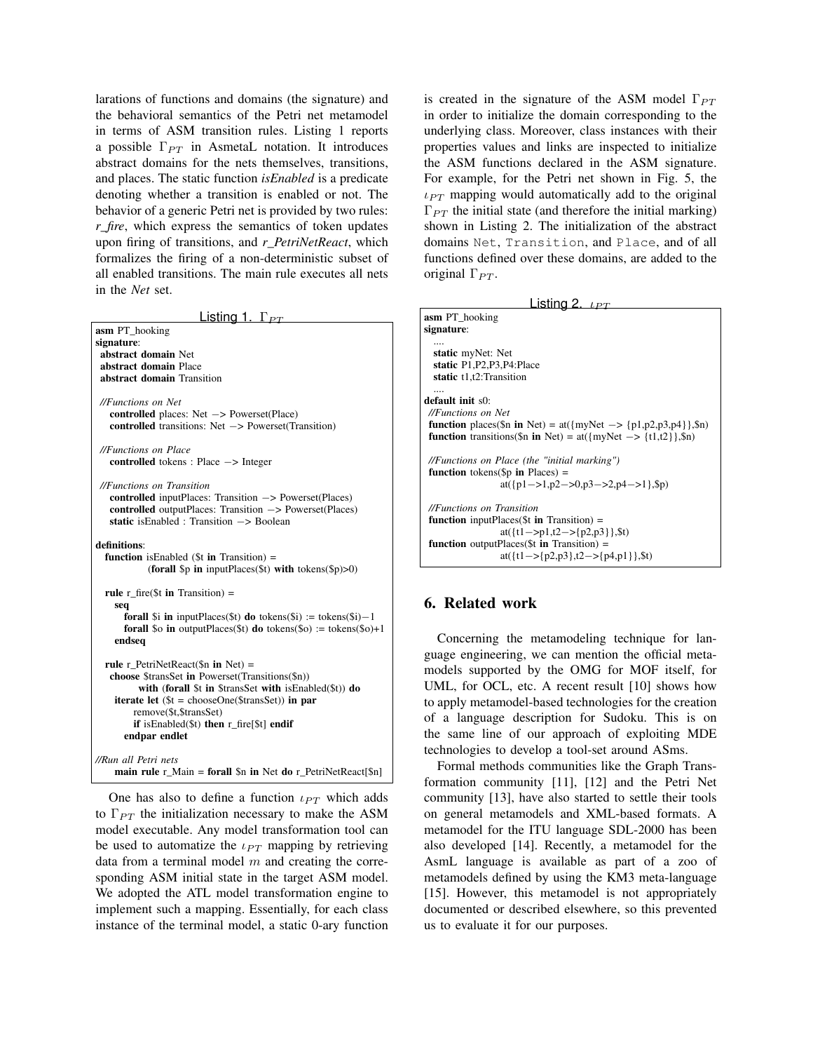larations of functions and domains (the signature) and the behavioral semantics of the Petri net metamodel in terms of ASM transition rules. Listing 1 reports a possible $\Gamma_{PT}$ in AsmetaL notation. It introduces abstract domains for the nets themselves, transitions, and places. The static function *isEnabled* is a predicate denoting whether a transition is enabled or not. The behavior of a generic Petri net is provided by two rules: *r_fire*, which express the semantics of token updates upon firing of transitions, and *r_PetriNetReact*, which formalizes the firing of a non-deterministic subset of all enabled transitions. The main rule executes all nets in the *Net* set.

Listing 1. $\Gamma_{PT}$

```
asm PT_hooking
signature:
 abstract domain Net
 abstract domain Place
 abstract domain Transition

 //Functions on Net
   controlled places: Net −> Powerset(Place)
   controlled transitions: Net −> Powerset(Transition)

 //Functions on Place
   controlled tokens : Place −> Integer

 //Functions on Transition
   controlled inputPlaces: Transition −> Powerset(Places)
   controlled outputPlaces: Transition −> Powerset(Places)
   static isEnabled : Transition −> Boolean

definitions:
  function isEnabled ($t in Transition) =
           (forall $p in inputPlaces($t) with tokens($p)>0)

  rule r_fire($t in Transition) =
    seq
      forall $i in inputPlaces($t) do tokens($i) := tokens($i)−1
      forall $o in outputPlaces($t) do tokens($o) := tokens($o)+1
    endseq

  rule r_PetriNetReact($n in Net) =
   choose $transSet in Powerset(Transitions($n))
         with (forall $t in $transSet with isEnabled($t)) do
    iterate let ($t = chooseOne($transSet)) in par
         remove($t,$transSet)
         if isEnabled($t) then r_fire[$t] endif
       endpar endlet

//Run all Petri nets
   main rule r_Main = forall $n in Net do r_PetriNetReact[$n]
```

One has also to define a function $\iota_{PT}$ which adds to $\Gamma_{PT}$ the initialization necessary to make the ASM model executable. Any model transformation tool can be used to automatize the $\iota_{PT}$ mapping by retrieving data from a terminal model $m$ and creating the corresponding ASM initial state in the target ASM model. We adopted the ATL model transformation engine to implement such a mapping. Essentially, for each class instance of the terminal model, a static 0-ary function is created in the signature of the ASM model $\Gamma_{PT}$ in order to initialize the domain corresponding to the underlying class. Moreover, class instances with their properties values and links are inspected to initialize the ASM functions declared in the ASM signature. For example, for the Petri net shown in Fig. 5, the $\iota_{PT}$ mapping would automatically add to the original $\Gamma_{PT}$ the initial state (and therefore the initial marking) shown in Listing 2. The initialization of the abstract domains `Net`, `Transition`, and `Place`, and of all functions defined over these domains, are added to the original $\Gamma_{PT}$.

Listing 2. $\iota_{PT}$

```
asm PT_hooking
signature:
  ....
  static myNet: Net
  static P1,P2,P3,P4:Place
  static t1,t2:Transition
  ....
default init s0:
 //Functions on Net
 function places($n in Net) = at({myNet −> {p1,p2,p3,p4}},$n)
 function transitions($n in Net) = at({myNet −> {t1,t2}},$n)

 //Functions on Place (the "initial marking")
 function tokens($p in Places) =
               at({p1−>1,p2−>0,p3−>2,p4−>1},$p)

 //Functions on Transition
 function inputPlaces($t in Transition) =
               at({t1−>p1,t2−>{p2,p3}},$t)
 function outputPlaces($t in Transition) =
               at({t1−>{p2,p3},t2−>{p4,p1}},$t)
```

## 6. Related work

Concerning the metamodeling technique for language engineering, we can mention the official metamodels supported by the OMG for MOF itself, for UML, for OCL, etc. A recent result [10] shows how to apply metamodel-based technologies for the creation of a language description for Sudoku. This is on the same line of our approach of exploiting MDE technologies to develop a tool-set around ASMs.

Formal methods communities like the Graph Transformation community [11], [12] and the Petri Net community [13], have also started to settle their tools on general metamodels and XML-based formats. A metamodel for the ITU language SDL-2000 has been also developed [14]. Recently, a metamodel for the AsmL language is available as part of a zoo of metamodels defined by using the KM3 meta-language [15]. However, this metamodel is not appropriately documented or described elsewhere, so this prevented us to evaluate it for our purposes.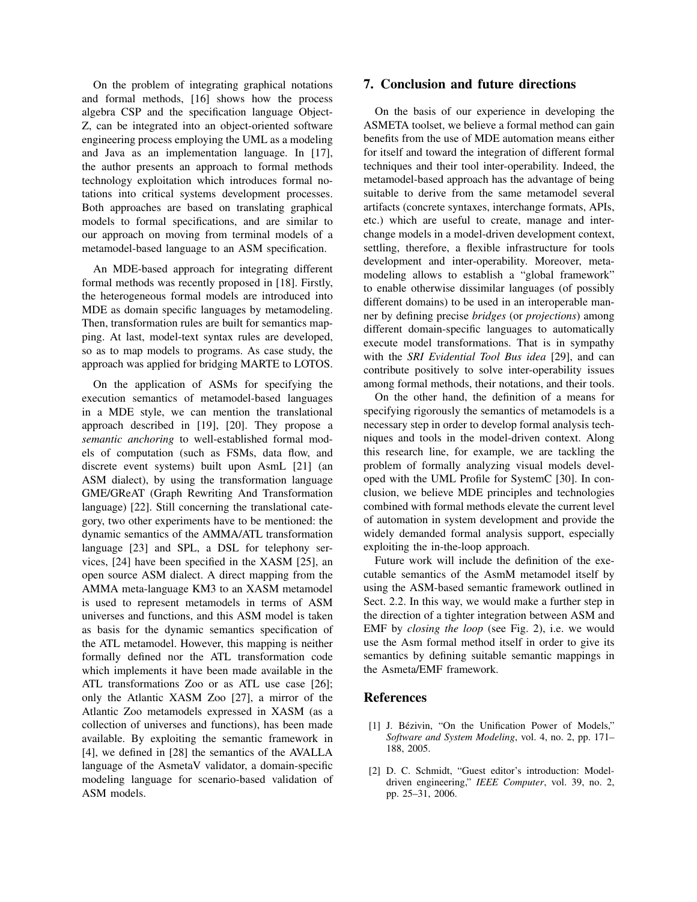On the problem of integrating graphical notations and formal methods, [16] shows how the process algebra CSP and the specification language Object-Z, can be integrated into an object-oriented software engineering process employing the UML as a modeling and Java as an implementation language. In [17], the author presents an approach to formal methods technology exploitation which introduces formal notations into critical systems development processes. Both approaches are based on translating graphical models to formal specifications, and are similar to our approach on moving from terminal models of a metamodel-based language to an ASM specification.

An MDE-based approach for integrating different formal methods was recently proposed in [18]. Firstly, the heterogeneous formal models are introduced into MDE as domain specific languages by metamodeling. Then, transformation rules are built for semantics mapping. At last, model-text syntax rules are developed, so as to map models to programs. As case study, the approach was applied for bridging MARTE to LOTOS.

On the application of ASMs for specifying the execution semantics of metamodel-based languages in a MDE style, we can mention the translational approach described in [19], [20]. They propose a *semantic anchoring* to well-established formal models of computation (such as FSMs, data flow, and discrete event systems) built upon AsmL [21] (an ASM dialect), by using the transformation language GME/GReAT (Graph Rewriting And Transformation language) [22]. Still concerning the translational category, two other experiments have to be mentioned: the dynamic semantics of the AMMA/ATL transformation language [23] and SPL, a DSL for telephony services, [24] have been specified in the XASM [25], an open source ASM dialect. A direct mapping from the AMMA meta-language KM3 to an XASM metamodel is used to represent metamodels in terms of ASM universes and functions, and this ASM model is taken as basis for the dynamic semantics specification of the ATL metamodel. However, this mapping is neither formally defined nor the ATL transformation code which implements it have been made available in the ATL transformations Zoo or as ATL use case [26]; only the Atlantic XASM Zoo [27], a mirror of the Atlantic Zoo metamodels expressed in XASM (as a collection of universes and functions), has been made available. By exploiting the semantic framework in [4], we defined in [28] the semantics of the AVALLA language of the AsmetaV validator, a domain-specific modeling language for scenario-based validation of ASM models.

## 7. Conclusion and future directions

On the basis of our experience in developing the ASMETA toolset, we believe a formal method can gain benefits from the use of MDE automation means either for itself and toward the integration of different formal techniques and their tool inter-operability. Indeed, the metamodel-based approach has the advantage of being suitable to derive from the same metamodel several artifacts (concrete syntaxes, interchange formats, APIs, etc.) which are useful to create, manage and interchange models in a model-driven development context, settling, therefore, a flexible infrastructure for tools development and inter-operability. Moreover, metamodeling allows to establish a "global framework" to enable otherwise dissimilar languages (of possibly different domains) to be used in an interoperable manner by defining precise *bridges* (or *projections*) among different domain-specific languages to automatically execute model transformations. That is in sympathy with the *SRI Evidential Tool Bus idea* [29], and can contribute positively to solve inter-operability issues among formal methods, their notations, and their tools.

On the other hand, the definition of a means for specifying rigorously the semantics of metamodels is a necessary step in order to develop formal analysis techniques and tools in the model-driven context. Along this research line, for example, we are tackling the problem of formally analyzing visual models developed with the UML Profile for SystemC [30]. In conclusion, we believe MDE principles and technologies combined with formal methods elevate the current level of automation in system development and provide the widely demanded formal analysis support, especially exploiting the in-the-loop approach.

Future work will include the definition of the executable semantics of the AsmM metamodel itself by using the ASM-based semantic framework outlined in Sect. 2.2. In this way, we would make a further step in the direction of a tighter integration between ASM and EMF by *closing the loop* (see Fig. 2), i.e. we would use the Asm formal method itself in order to give its semantics by defining suitable semantic mappings in the Asmeta/EMF framework.

## References

[1] J. Bézivin, "On the Unification Power of Models," *Software and System Modeling*, vol. 4, no. 2, pp. 171–188, 2005.

[2] D. C. Schmidt, "Guest editor's introduction: Model-driven engineering," *IEEE Computer*, vol. 39, no. 2, pp. 25–31, 2006.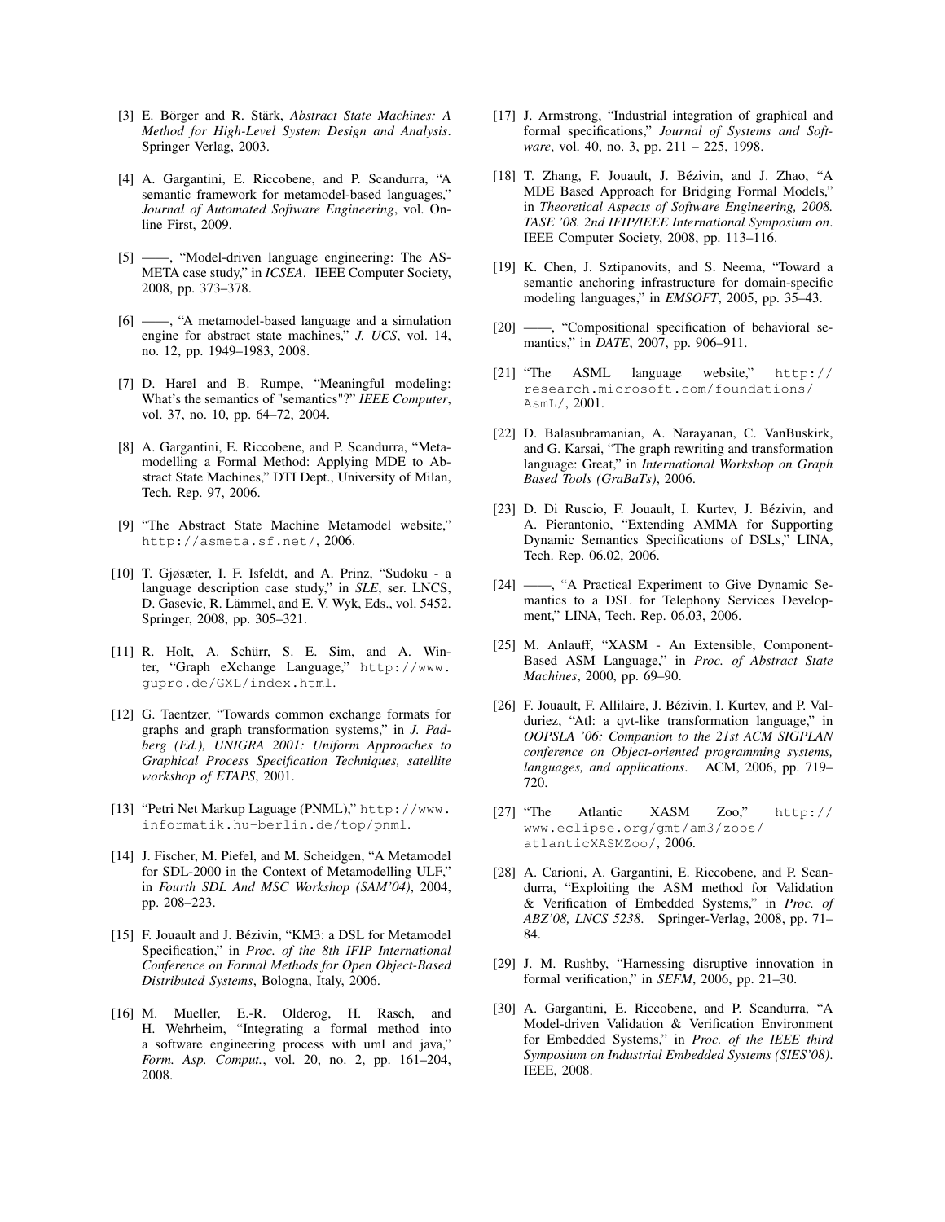[3] E. Börger and R. Stärk, *Abstract State Machines: A Method for High-Level System Design and Analysis*. Springer Verlag, 2003.

[4] A. Gargantini, E. Riccobene, and P. Scandurra, "A semantic framework for metamodel-based languages," *Journal of Automated Software Engineering*, vol. Online First, 2009.

[5] ——, "Model-driven language engineering: The ASMETA case study," in *ICSEA*. IEEE Computer Society, 2008, pp. 373–378.

[6] ——, "A metamodel-based language and a simulation engine for abstract state machines," *J. UCS*, vol. 14, no. 12, pp. 1949–1983, 2008.

[7] D. Harel and B. Rumpe, "Meaningful modeling: What's the semantics of "semantics"?" *IEEE Computer*, vol. 37, no. 10, pp. 64–72, 2004.

[8] A. Gargantini, E. Riccobene, and P. Scandurra, "Metamodelling a Formal Method: Applying MDE to Abstract State Machines," DTI Dept., University of Milan, Tech. Rep. 97, 2006.

[9] "The Abstract State Machine Metamodel website," http://asmeta.sf.net/, 2006.

[10] T. Gjøsæter, I. F. Isfeldt, and A. Prinz, "Sudoku - a language description case study," in *SLE*, ser. LNCS, D. Gasevic, R. Lämmel, and E. V. Wyk, Eds., vol. 5452. Springer, 2008, pp. 305–321.

[11] R. Holt, A. Schürr, S. E. Sim, and A. Winter, "Graph eXchange Language," http://www.gupro.de/GXL/index.html.

[12] G. Taentzer, "Towards common exchange formats for graphs and graph transformation systems," in *J. Padberg (Ed.), UNIGRA 2001: Uniform Approaches to Graphical Process Specification Techniques, satellite workshop of ETAPS*, 2001.

[13] "Petri Net Markup Laguage (PNML)," http://www.informatik.hu-berlin.de/top/pnml.

[14] J. Fischer, M. Piefel, and M. Scheidgen, "A Metamodel for SDL-2000 in the Context of Metamodelling ULF," in *Fourth SDL And MSC Workshop (SAM'04)*, 2004, pp. 208–223.

[15] F. Jouault and J. Bézivin, "KM3: a DSL for Metamodel Specification," in *Proc. of the 8th IFIP International Conference on Formal Methods for Open Object-Based Distributed Systems*, Bologna, Italy, 2006.

[16] M. Mueller, E.-R. Olderog, H. Rasch, and H. Wehrheim, "Integrating a formal method into a software engineering process with uml and java," *Form. Asp. Comput.*, vol. 20, no. 2, pp. 161–204, 2008.

[17] J. Armstrong, "Industrial integration of graphical and formal specifications," *Journal of Systems and Software*, vol. 40, no. 3, pp. 211 – 225, 1998.

[18] T. Zhang, F. Jouault, J. Bézivin, and J. Zhao, "A MDE Based Approach for Bridging Formal Models," in *Theoretical Aspects of Software Engineering, 2008. TASE '08. 2nd IFIP/IEEE International Symposium on*. IEEE Computer Society, 2008, pp. 113–116.

[19] K. Chen, J. Sztipanovits, and S. Neema, "Toward a semantic anchoring infrastructure for domain-specific modeling languages," in *EMSOFT*, 2005, pp. 35–43.

[20] ——, "Compositional specification of behavioral semantics," in *DATE*, 2007, pp. 906–911.

[21] "The ASML language website," http://research.microsoft.com/foundations/AsmL/, 2001.

[22] D. Balasubramanian, A. Narayanan, C. VanBuskirk, and G. Karsai, "The graph rewriting and transformation language: Great," in *International Workshop on Graph Based Tools (GraBaTs)*, 2006.

[23] D. Di Ruscio, F. Jouault, I. Kurtev, J. Bézivin, and A. Pierantonio, "Extending AMMA for Supporting Dynamic Semantics Specifications of DSLs," LINA, Tech. Rep. 06.02, 2006.

[24] ——, "A Practical Experiment to Give Dynamic Semantics to a DSL for Telephony Services Development," LINA, Tech. Rep. 06.03, 2006.

[25] M. Anlauff, "XASM - An Extensible, Component-Based ASM Language," in *Proc. of Abstract State Machines*, 2000, pp. 69–90.

[26] F. Jouault, F. Allilaire, J. Bézivin, I. Kurtev, and P. Valduriez, "Atl: a qvt-like transformation language," in *OOPSLA '06: Companion to the 21st ACM SIGPLAN conference on Object-oriented programming systems, languages, and applications*. ACM, 2006, pp. 719–720.

[27] "The Atlantic XASM Zoo," http://www.eclipse.org/gmt/am3/zoos/atlanticXASMZoo/, 2006.

[28] A. Carioni, A. Gargantini, E. Riccobene, and P. Scandurra, "Exploiting the ASM method for Validation & Verification of Embedded Systems," in *Proc. of ABZ'08, LNCS 5238*. Springer-Verlag, 2008, pp. 71–84.

[29] J. M. Rushby, "Harnessing disruptive innovation in formal verification," in *SEFM*, 2006, pp. 21–30.

[30] A. Gargantini, E. Riccobene, and P. Scandurra, "A Model-driven Validation & Verification Environment for Embedded Systems," in *Proc. of the IEEE third Symposium on Industrial Embedded Systems (SIES'08)*. IEEE, 2008.